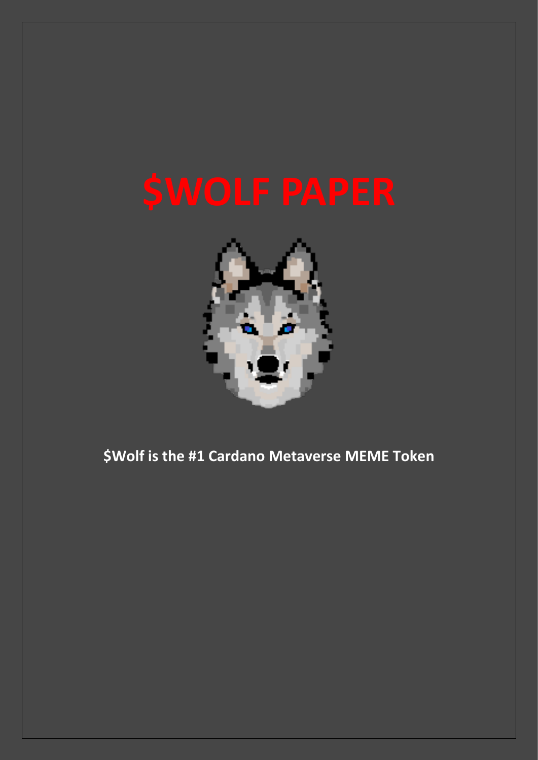# $WOLF PAPER

**$Wolf is the #1 Cardano Metaverse MEME Token**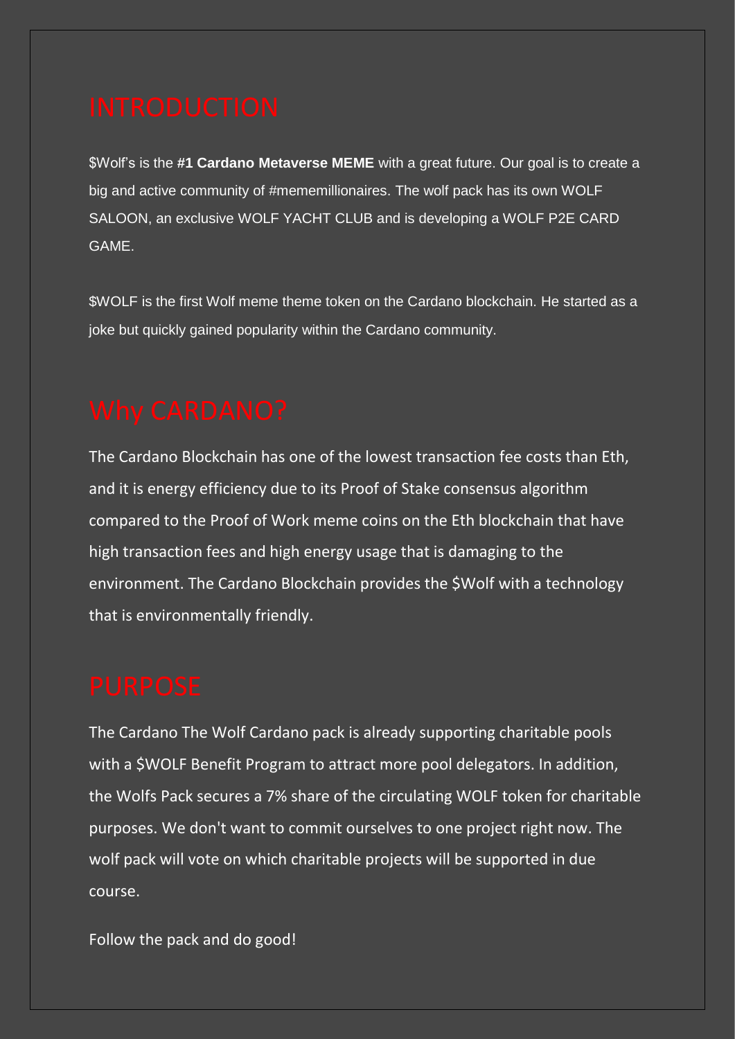# INTRODUCTION

$Wolf's is the **#1 Cardano Metaverse MEME** with a great future. Our goal is to create a big and active community of #mememillionaires. The wolf pack has its own WOLF SALOON, an exclusive WOLF YACHT CLUB and is developing a WOLF P2E CARD GAME.

$WOLF is the first Wolf meme theme token on the Cardano blockchain. He started as a joke but quickly gained popularity within the Cardano community.

# Why CARDANO?

The Cardano Blockchain has one of the lowest transaction fee costs than Eth, and it is energy efficiency due to its Proof of Stake consensus algorithm compared to the Proof of Work meme coins on the Eth blockchain that have high transaction fees and high energy usage that is damaging to the environment. The Cardano Blockchain provides the $Wolf with a technology that is environmentally friendly.

# PURPOSE

The Cardano The Wolf Cardano pack is already supporting charitable pools with a $WOLF Benefit Program to attract more pool delegators. In addition, the Wolfs Pack secures a 7% share of the circulating WOLF token for charitable purposes. We don't want to commit ourselves to one project right now. The wolf pack will vote on which charitable projects will be supported in due course.

Follow the pack and do good!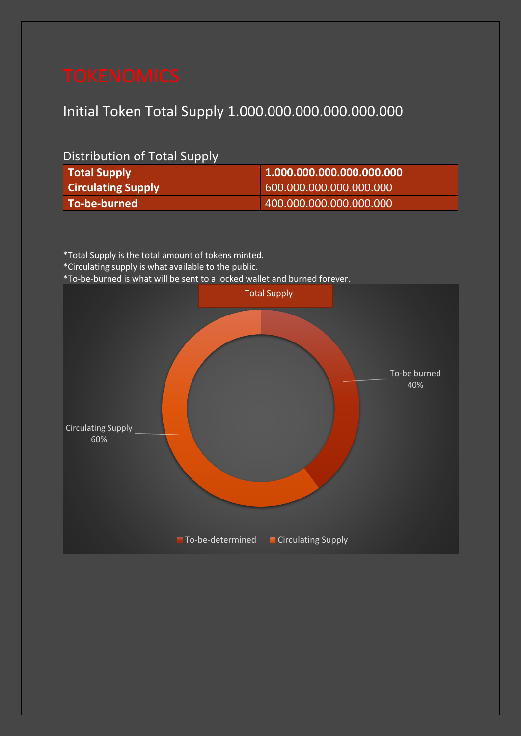# TOKENOMICS

## Initial Token Total Supply 1.000.000.000.000.000.000

### Distribution of Total Supply

| Total Supply | 1.000.000.000.000.000.000 |
|---|---|
| Circulating Supply | 600.000.000.000.000.000 |
| To-be-burned | 400.000.000.000.000.000 |

*Total Supply is the total amount of tokens minted.

*Circulating supply is what available to the public.

*To-be-burned is what will be sent to a locked wallet and burned forever.

Total Supply

To-be burned 40%

Circulating Supply 60%

To-be-determined Circulating Supply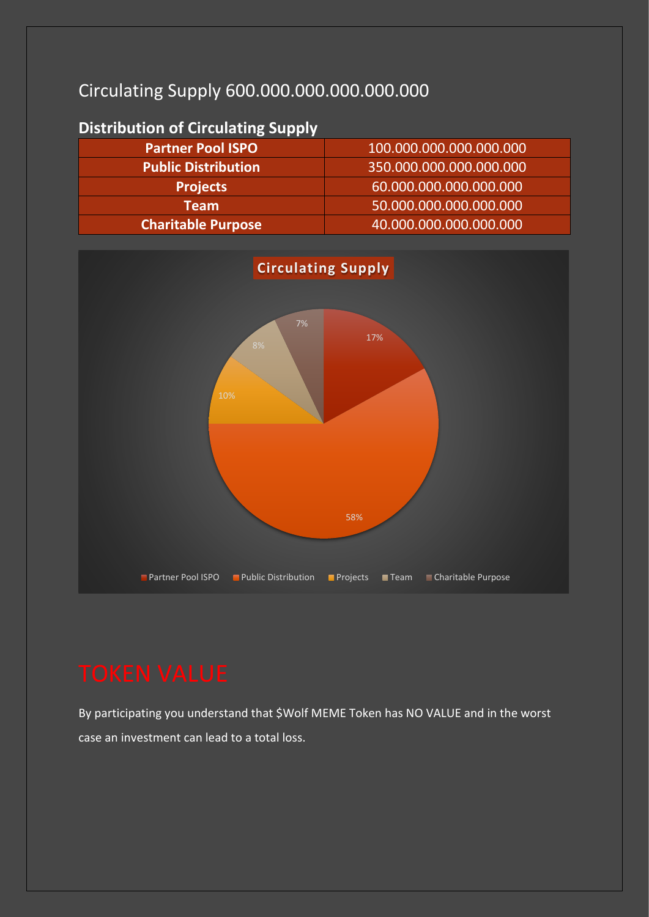## Circulating Supply 600.000.000.000.000.000

### Distribution of Circulating Supply

| Partner Pool ISPO | 100.000.000.000.000.000 |
|---|---|
| Public Distribution | 350.000.000.000.000.000 |
| Projects | 60.000.000.000.000.000 |
| Team | 50.000.000.000.000.000 |
| Charitable Purpose | 40.000.000.000.000.000 |

**Circulating Supply**

- Partner Pool ISPO: 17%
- Public Distribution: 58%
- Projects: 10%
- Team: 8%
- Charitable Purpose: 7%

# TOKEN VALUE

By participating you understand that $Wolf MEME Token has NO VALUE and in the worst case an investment can lead to a total loss.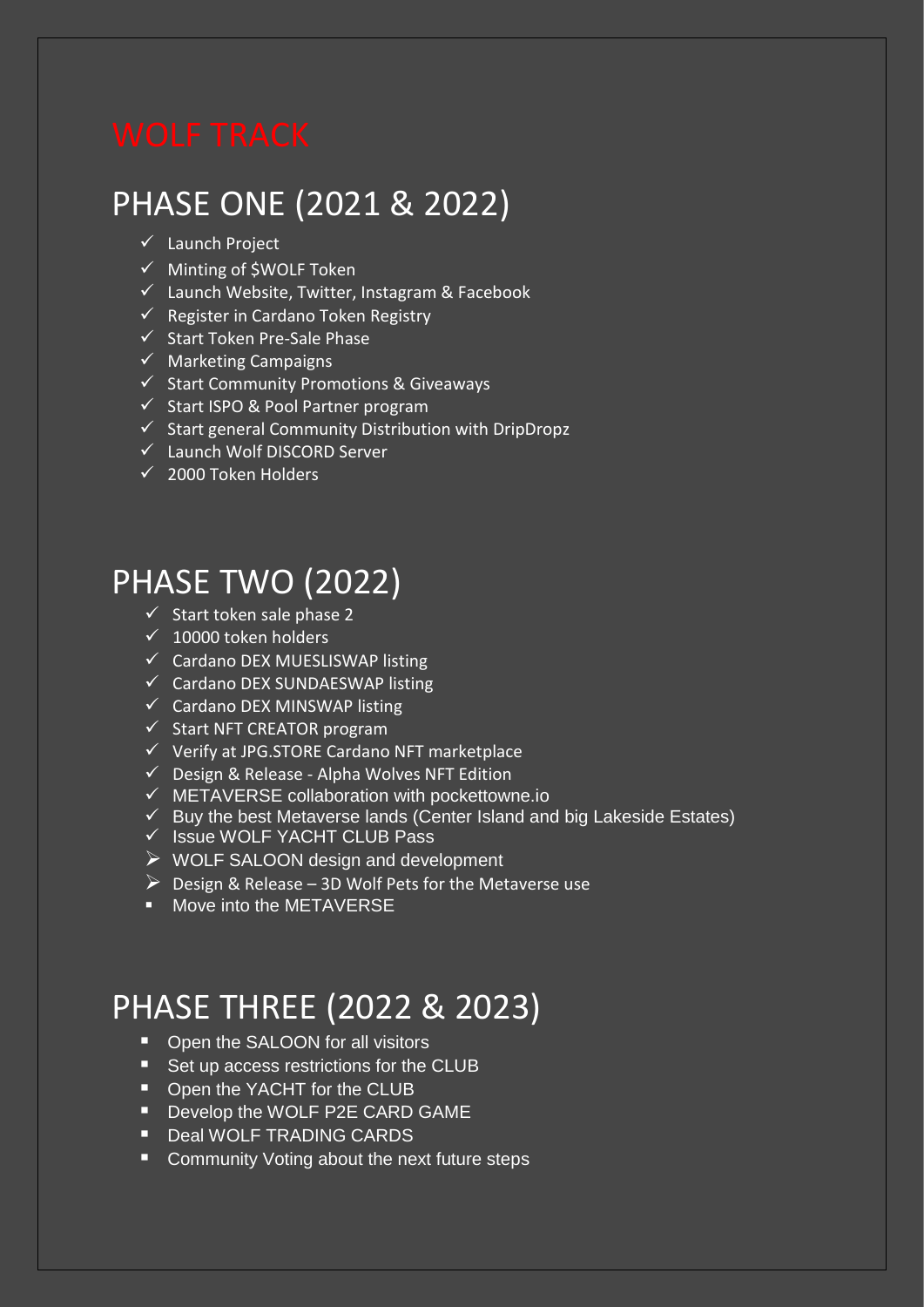# WOLF TRACK

## PHASE ONE (2021 & 2022)

- ✓ Launch Project
- ✓ Minting of $WOLF Token
- ✓ Launch Website, Twitter, Instagram & Facebook
- ✓ Register in Cardano Token Registry
- ✓ Start Token Pre-Sale Phase
- ✓ Marketing Campaigns
- ✓ Start Community Promotions & Giveaways
- ✓ Start ISPO & Pool Partner program
- ✓ Start general Community Distribution with DripDropz
- ✓ Launch Wolf DISCORD Server
- ✓ 2000 Token Holders

## PHASE TWO (2022)

- ✓ Start token sale phase 2
- ✓ 10000 token holders
- ✓ Cardano DEX MUESLISWAP listing
- ✓ Cardano DEX SUNDAESWAP listing
- ✓ Cardano DEX MINSWAP listing
- ✓ Start NFT CREATOR program
- ✓ Verify at JPG.STORE Cardano NFT marketplace
- ✓ Design & Release - Alpha Wolves NFT Edition
- ✓ METAVERSE collaboration with pockettowne.io
- ✓ Buy the best Metaverse lands (Center Island and big Lakeside Estates)
- ✓ Issue WOLF YACHT CLUB Pass
- ➢ WOLF SALOON design and development
- ➢ Design & Release – 3D Wolf Pets for the Metaverse use
- Move into the METAVERSE

## PHASE THREE (2022 & 2023)

- Open the SALOON for all visitors
- Set up access restrictions for the CLUB
- Open the YACHT for the CLUB
- Develop the WOLF P2E CARD GAME
- Deal WOLF TRADING CARDS
- Community Voting about the next future steps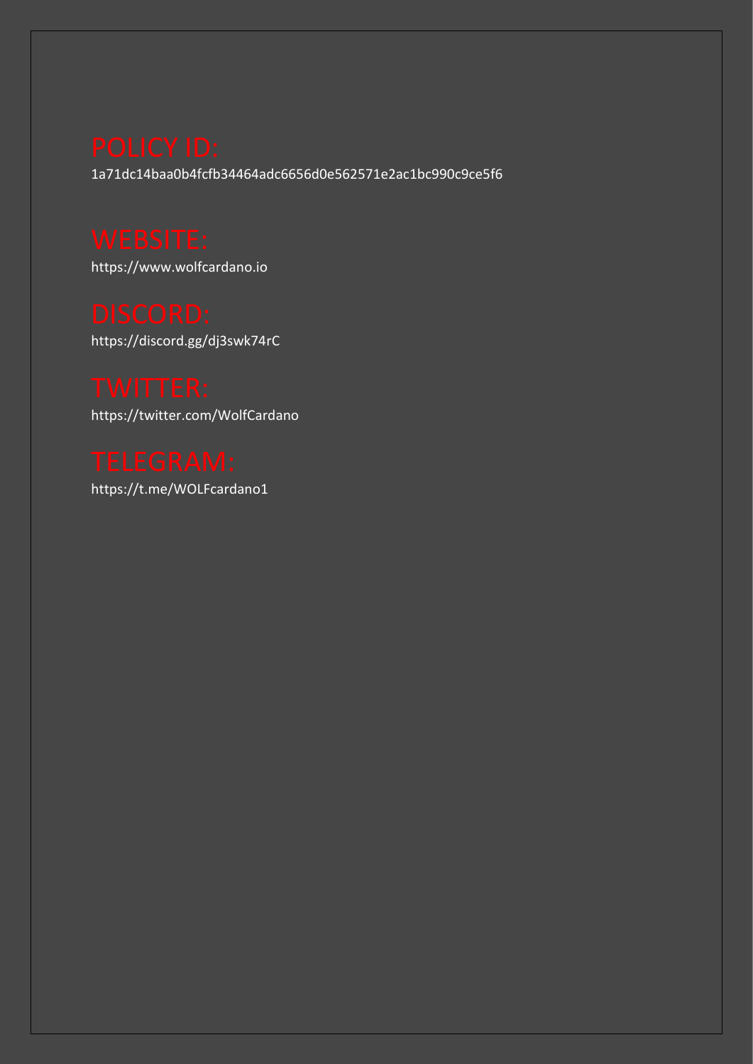## POLICY ID:

1a71dc14baa0b4fcfb34464adc6656d0e562571e2ac1bc990c9ce5f6

## WEBSITE:

https://www.wolfcardano.io

## DISCORD:

https://discord.gg/dj3swk74rC

## TWITTER:

https://twitter.com/WolfCardano

## TELEGRAM:

https://t.me/WOLFcardano1